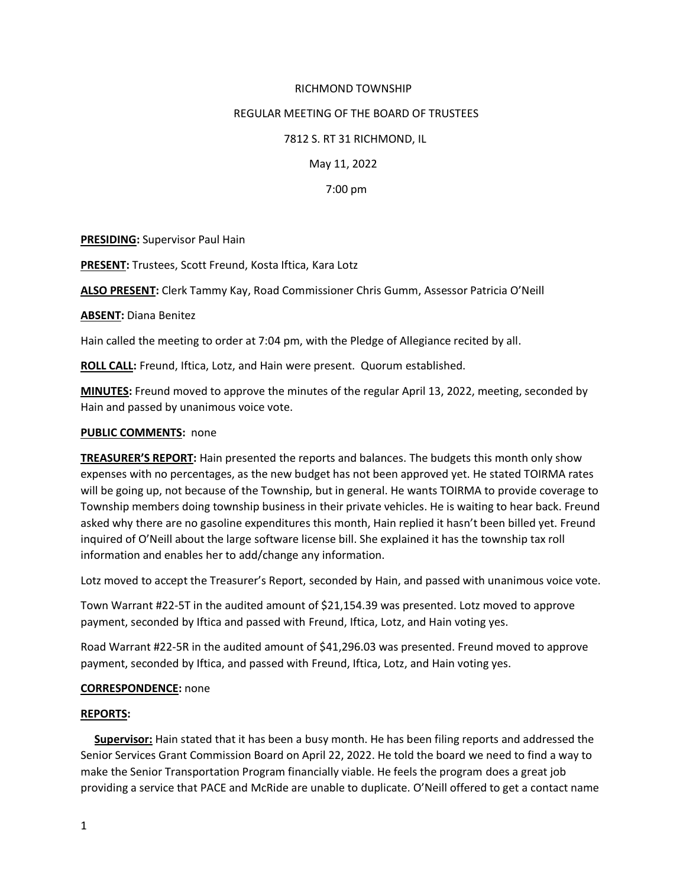RICHMOND TOWNSHIP

REGULAR MEETING OF THE BOARD OF TRUSTEES

7812 S. RT 31 RICHMOND, IL

May 11, 2022

7:00 pm

**PRESIDING:** Supervisor Paul Hain

**PRESENT:** Trustees, Scott Freund, Kosta Iftica, Kara Lotz

**ALSO PRESENT:** Clerk Tammy Kay, Road Commissioner Chris Gumm, Assessor Patricia O'Neill

**ABSENT:** Diana Benitez

Hain called the meeting to order at 7:04 pm, with the Pledge of Allegiance recited by all.

**ROLL CALL:** Freund, Iftica, Lotz, and Hain were present. Quorum established.

**MINUTES:** Freund moved to approve the minutes of the regular April 13, 2022, meeting, seconded by Hain and passed by unanimous voice vote.

**PUBLIC COMMENTS:** none

**TREASURER'S REPORT:** Hain presented the reports and balances. The budgets this month only show expenses with no percentages, as the new budget has not been approved yet. He stated TOIRMA rates will be going up, not because of the Township, but in general. He wants TOIRMA to provide coverage to Township members doing township business in their private vehicles. He is waiting to hear back. Freund asked why there are no gasoline expenditures this month, Hain replied it hasn't been billed yet. Freund inquired of O'Neill about the large software license bill. She explained it has the township tax roll information and enables her to add/change any information.

Lotz moved to accept the Treasurer's Report, seconded by Hain, and passed with unanimous voice vote.

Town Warrant #22-5T in the audited amount of $21,154.39 was presented. Lotz moved to approve payment, seconded by Iftica and passed with Freund, Iftica, Lotz, and Hain voting yes.

Road Warrant #22-5R in the audited amount of $41,296.03 was presented. Freund moved to approve payment, seconded by Iftica, and passed with Freund, Iftica, Lotz, and Hain voting yes.

**CORRESPONDENCE:** none

**REPORTS:**

**Supervisor:** Hain stated that it has been a busy month. He has been filing reports and addressed the Senior Services Grant Commission Board on April 22, 2022. He told the board we need to find a way to make the Senior Transportation Program financially viable. He feels the program does a great job providing a service that PACE and McRide are unable to duplicate. O'Neill offered to get a contact name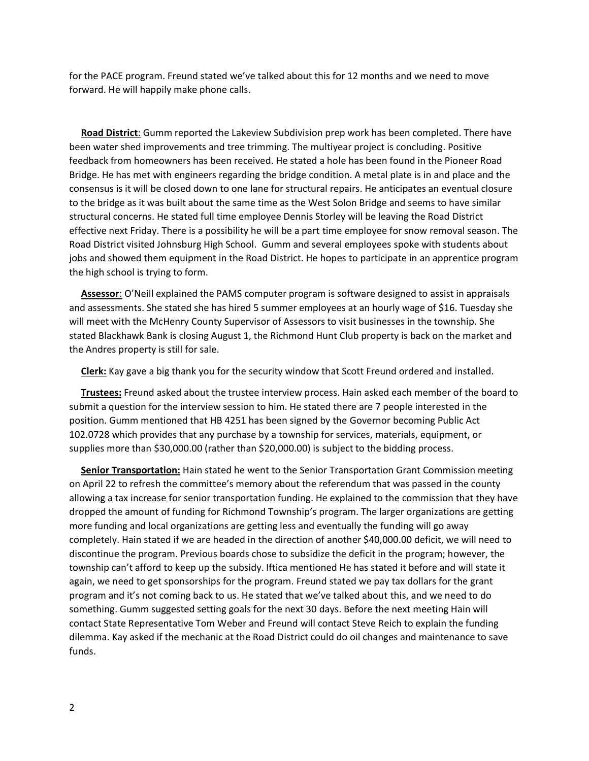for the PACE program. Freund stated we've talked about this for 12 months and we need to move forward. He will happily make phone calls.

**Road District**: Gumm reported the Lakeview Subdivision prep work has been completed. There have been water shed improvements and tree trimming. The multiyear project is concluding. Positive feedback from homeowners has been received. He stated a hole has been found in the Pioneer Road Bridge. He has met with engineers regarding the bridge condition. A metal plate is in and place and the consensus is it will be closed down to one lane for structural repairs. He anticipates an eventual closure to the bridge as it was built about the same time as the West Solon Bridge and seems to have similar structural concerns. He stated full time employee Dennis Storley will be leaving the Road District effective next Friday. There is a possibility he will be a part time employee for snow removal season. The Road District visited Johnsburg High School. Gumm and several employees spoke with students about jobs and showed them equipment in the Road District. He hopes to participate in an apprentice program the high school is trying to form.

**Assessor**: O'Neill explained the PAMS computer program is software designed to assist in appraisals and assessments. She stated she has hired 5 summer employees at an hourly wage of $16. Tuesday she will meet with the McHenry County Supervisor of Assessors to visit businesses in the township. She stated Blackhawk Bank is closing August 1, the Richmond Hunt Club property is back on the market and the Andres property is still for sale.

**Clerk:** Kay gave a big thank you for the security window that Scott Freund ordered and installed.

**Trustees:** Freund asked about the trustee interview process. Hain asked each member of the board to submit a question for the interview session to him. He stated there are 7 people interested in the position. Gumm mentioned that HB 4251 has been signed by the Governor becoming Public Act 102.0728 which provides that any purchase by a township for services, materials, equipment, or supplies more than $30,000.00 (rather than $20,000.00) is subject to the bidding process.

**Senior Transportation:** Hain stated he went to the Senior Transportation Grant Commission meeting on April 22 to refresh the committee's memory about the referendum that was passed in the county allowing a tax increase for senior transportation funding. He explained to the commission that they have dropped the amount of funding for Richmond Township's program. The larger organizations are getting more funding and local organizations are getting less and eventually the funding will go away completely. Hain stated if we are headed in the direction of another $40,000.00 deficit, we will need to discontinue the program. Previous boards chose to subsidize the deficit in the program; however, the township can't afford to keep up the subsidy. Iftica mentioned He has stated it before and will state it again, we need to get sponsorships for the program. Freund stated we pay tax dollars for the grant program and it's not coming back to us. He stated that we've talked about this, and we need to do something. Gumm suggested setting goals for the next 30 days. Before the next meeting Hain will contact State Representative Tom Weber and Freund will contact Steve Reich to explain the funding dilemma. Kay asked if the mechanic at the Road District could do oil changes and maintenance to save funds.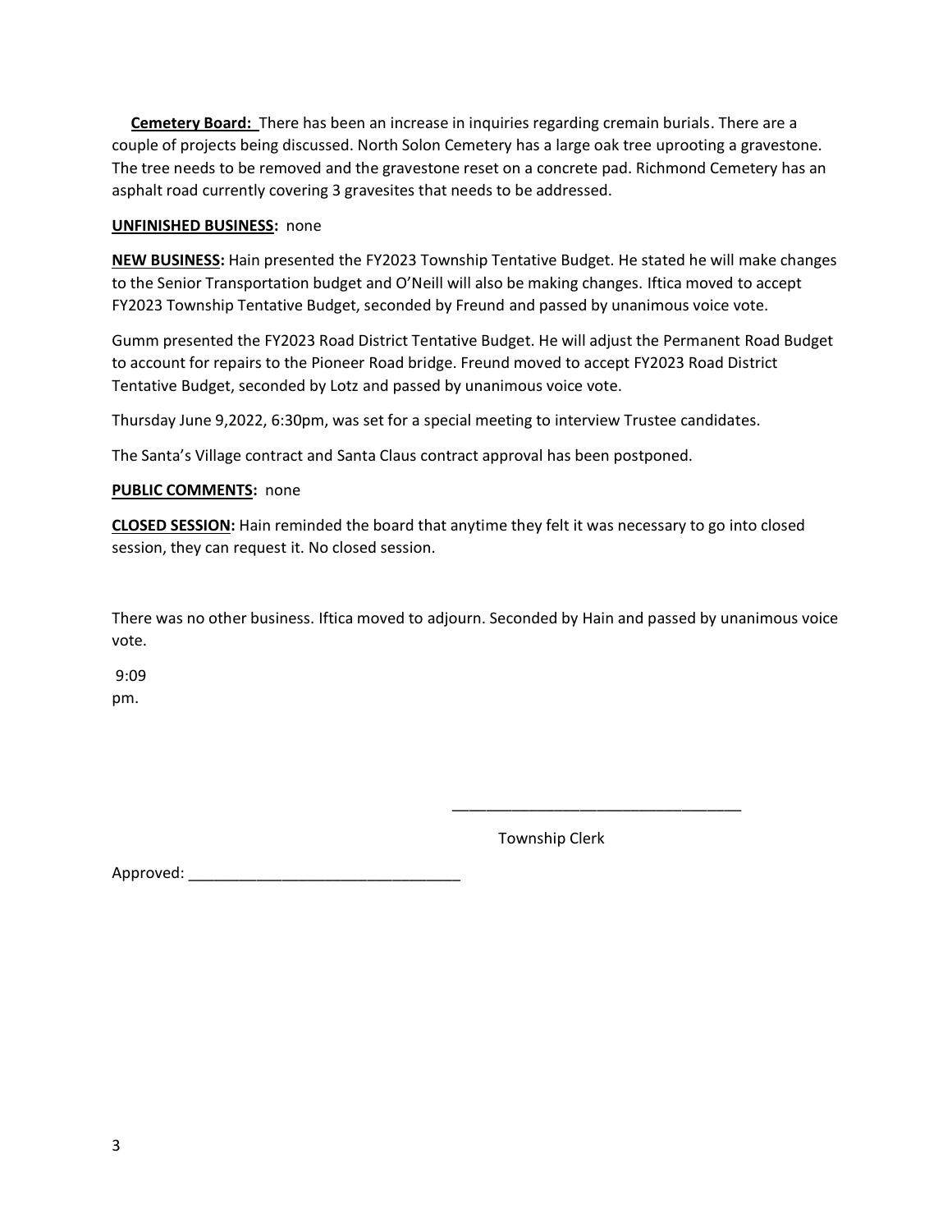**Cemetery Board:** There has been an increase in inquiries regarding cremain burials. There are a couple of projects being discussed. North Solon Cemetery has a large oak tree uprooting a gravestone. The tree needs to be removed and the gravestone reset on a concrete pad. Richmond Cemetery has an asphalt road currently covering 3 gravesites that needs to be addressed.

**UNFINISHED BUSINESS:** none

**NEW BUSINESS:** Hain presented the FY2023 Township Tentative Budget. He stated he will make changes to the Senior Transportation budget and O'Neill will also be making changes. Iftica moved to accept FY2023 Township Tentative Budget, seconded by Freund and passed by unanimous voice vote.

Gumm presented the FY2023 Road District Tentative Budget. He will adjust the Permanent Road Budget to account for repairs to the Pioneer Road bridge. Freund moved to accept FY2023 Road District Tentative Budget, seconded by Lotz and passed by unanimous voice vote.

Thursday June 9,2022, 6:30pm, was set for a special meeting to interview Trustee candidates.

The Santa's Village contract and Santa Claus contract approval has been postponed.

**PUBLIC COMMENTS:** none

**CLOSED SESSION:** Hain reminded the board that anytime they felt it was necessary to go into closed session, they can request it. No closed session.

There was no other business. Iftica moved to adjourn. Seconded by Hain and passed by unanimous voice vote.

9:09
pm.

\_\_\_\_\_\_\_\_\_\_\_\_\_\_\_\_\_\_\_\_\_\_\_\_\_\_\_\_\_\_\_\_\_\_

Township Clerk

Approved: \_\_\_\_\_\_\_\_\_\_\_\_\_\_\_\_\_\_\_\_\_\_\_\_\_\_\_\_\_\_\_\_